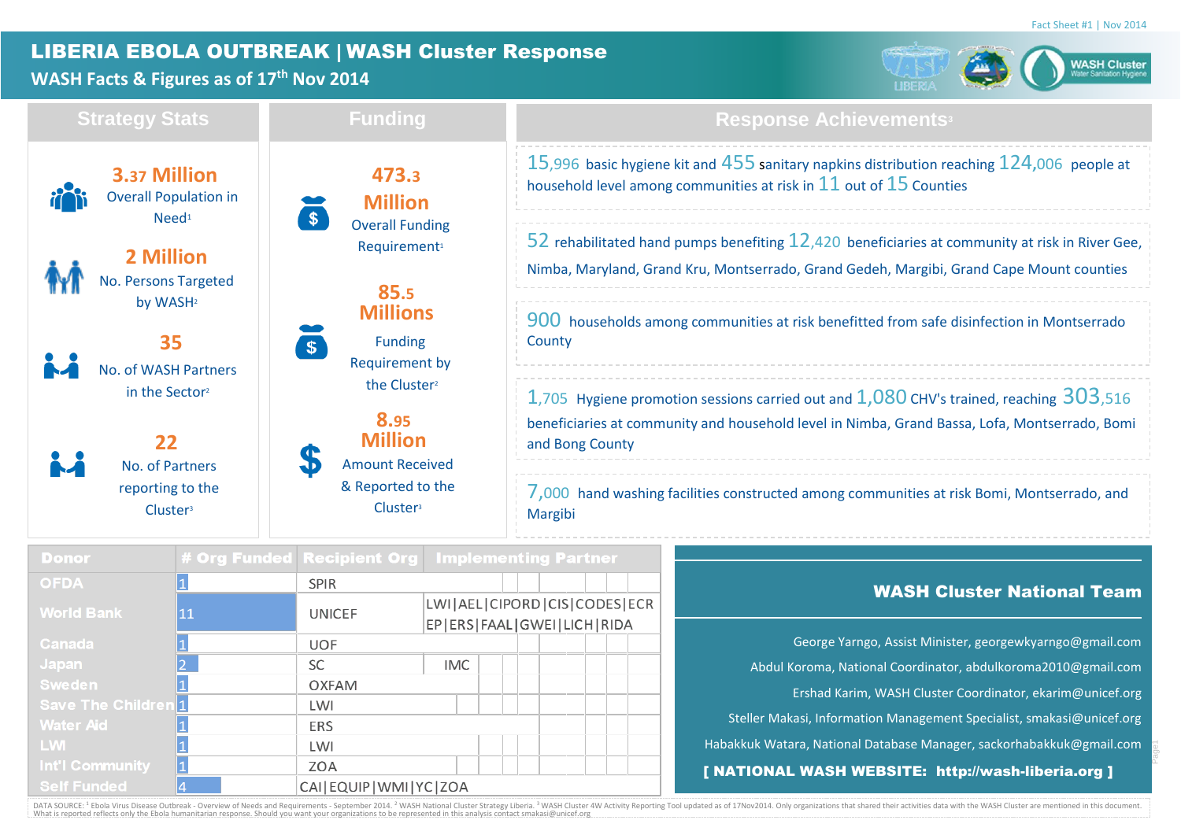Fact Sheet #1 | Nov 2014

# LIBERIA EBOLA OUTBREAK | WASH Cluster Response

## WASH Facts & Figures as of 17th Nov 2014

## Strategy Stats

**3.37 Million**
Overall Population in Need[1]

**2 Million**
No. Persons Targeted by WASH[2]

**35**
No. of WASH Partners in the Sector[2]

**22**
No. of Partners reporting to the Cluster[3]

## Funding

**473.3 Million**
Overall Funding Requirement[1]

**85.5 Millions**
Funding Requirement by the Cluster[2]

**8.95 Million**
Amount Received & Reported to the Cluster[3]

## Response Achievements[3]

- 15,996 basic hygiene kit and 455 sanitary napkins distribution reaching 124,006 people at household level among communities at risk in 11 out of 15 Counties
- 52 rehabilitated hand pumps benefiting 12,420 beneficiaries at community at risk in River Gee, Nimba, Maryland, Grand Kru, Montserrado, Grand Gedeh, Margibi, Grand Cape Mount counties
- 900 households among communities at risk benefitted from safe disinfection in Montserrado County
- 1,705 Hygiene promotion sessions carried out and 1,080 CHV's trained, reaching 303,516 beneficiaries at community and household level in Nimba, Grand Bassa, Lofa, Montserrado, Bomi and Bong County
- 7,000 hand washing facilities constructed among communities at risk Bomi, Montserrado, and Margibi

| Donor | # Org Funded | Recipient Org | Implementing Partner |
|---|---|---|---|
| OFDA | 1 | SPIR | |
| World Bank | 11 | UNICEF | LWI\|AEL\|CIPORD\|CIS\|CODES\|ECREP\|ERS\|FAAL\|GWEI\|LICH\|RIDA |
| Canada | 1 | UOF | |
| Japan | 2 | SC | IMC |
| Sweden | 1 | OXFAM | |
| Save The Children | 1 | LWI | |
| Water Aid | 1 | ERS | |
| LWI | 1 | LWI | |
| Int'l Community | 1 | ZOA | |
| Self Funded | 4 | CAI\|EQUIP\|WMI\|YC\|ZOA | |

## WASH Cluster National Team

George Yarngo, Assist Minister, georgewkyarngo@gmail.com
Abdul Koroma, National Coordinator, abdulkoroma2010@gmail.com
Ershad Karim, WASH Cluster Coordinator, ekarim@unicef.org
Steller Makasi, Information Management Specialist, smakasi@unicef.org
Habakkuk Watara, National Database Manager, sackorhabakkuk@gmail.com

**[ NATIONAL WASH WEBSITE: http://wash-liberia.org ]**

DATA SOURCE: [1] Ebola Virus Disease Outbreak - Overview of Needs and Requirements - September 2014. [2] WASH National Cluster Strategy Liberia. [3] WASH Cluster 4W Activity Reporting Tool updated as of 17Nov2014. Only organizations that shared their activities data with the WASH Cluster are mentioned in this document. What is reported reflects only the Ebola humanitarian response. Should you want your organizations to be represented in this analysis contact smakasi@unicef.org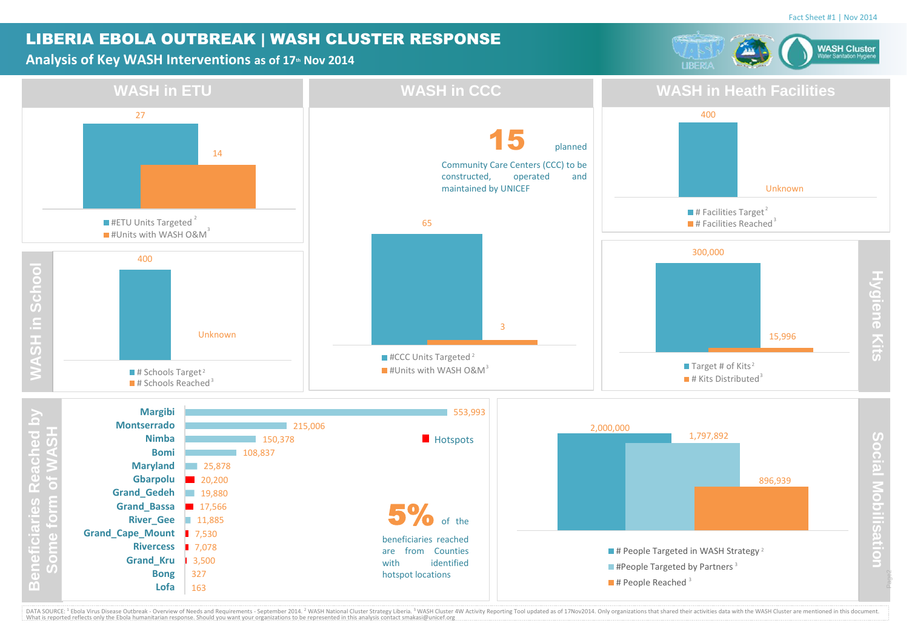Fact Sheet #1 | Nov 2014

# LIBERIA EBOLA OUTBREAK | WASH CLUSTER RESPONSE

## Analysis of Key WASH Interventions as of 17th Nov 2014

WASH Cluster Water Sanitation Hygiene

## WASH in ETU

| | Value |
|---|---|
| #ETU Units Targeted [2] | 27 |
| #Units with WASH O&M [3] | 14 |

## WASH in CCC

**15** planned Community Care Centers (CCC) to be constructed, operated and maintained by UNICEF

| | Value |
|---|---|
| #CCC Units Targeted [2] | 65 |
| #Units with WASH O&M [3] | 3 |

## WASH in Heath Facilities

| | Value |
|---|---|
| # Facilities Target [2] | 400 |
| # Facilities Reached [3] | Unknown |

## WASH in School

| | Value |
|---|---|
| # Schools Target [2] | 400 |
| # Schools Reached [3] | Unknown |

## Hygiene Kits

| | Value |
|---|---|
| Target # of Kits [2] | 300,000 |
| # Kits Distributed [3] | 15,996 |

## Beneficiaries Reached by Some form of WASH

| County | Beneficiaries |
|---|---|
| Margibi | 553,993 |
| Montserrado | 215,006 |
| Nimba | 150,378 |
| Bomi | 108,837 |
| Maryland | 25,878 |
| Gbarpolu (Hotspot) | 20,200 |
| Grand_Gedeh | 19,880 |
| Grand_Bassa (Hotspot) | 17,566 |
| River_Gee | 11,885 |
| Grand_Cape_Mount (Hotspot) | 7,530 |
| Rivercess (Hotspot) | 7,078 |
| Grand_Kru (Hotspot) | 3,500 |
| Bong | 327 |
| Lofa | 163 |

**5%** of the beneficiaries reached are from Counties with identified hotspot locations

## Social Mobilisation

| | Value |
|---|---|
| # People Targeted in WASH Strategy [2] | 2,000,000 |
| #People Targeted by Partners [3] | 1,797,892 |
| # People Reached [3] | 896,939 |

DATA SOURCE: [1] Ebola Virus Disease Outbreak - Overview of Needs and Requirements - September 2014. [2] WASH National Cluster Strategy Liberia. [3] WASH Cluster 4W Activity Reporting Tool updated as of 17Nov2014. Only organizations that shared their activities data with the WASH Cluster are mentioned in this document. What is reported reflects only the Ebola humanitarian response. Should you want your organizations to be represented in this analysis contact smakasi@unicef.org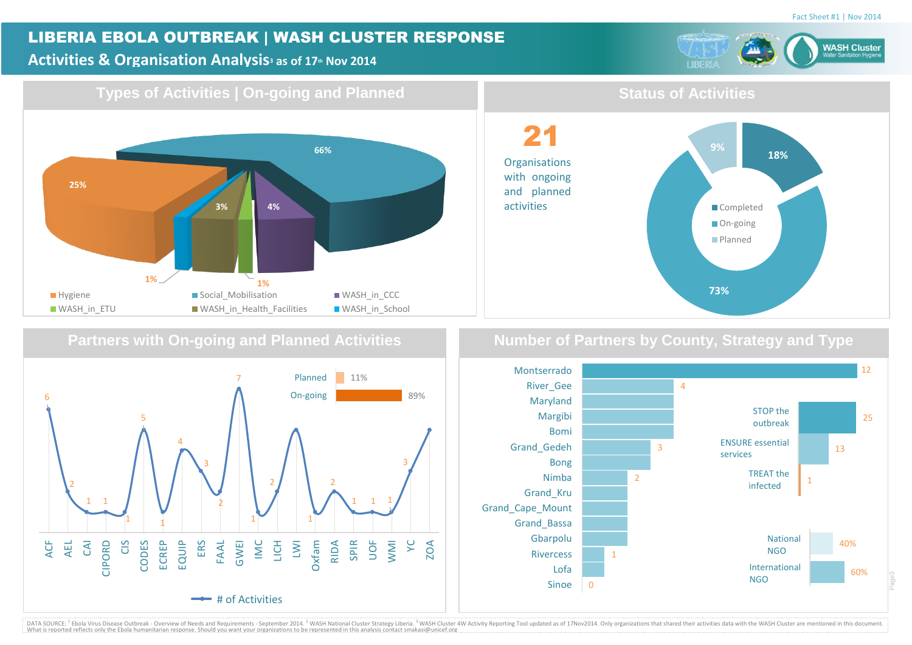Fact Sheet #1 | Nov 2014

# LIBERIA EBOLA OUTBREAK | WASH CLUSTER RESPONSE

## Activities & Organisation Analysis[3] as of 17th Nov 2014

## Types of Activities | On-going and Planned

| Activity | % |
|---|---|
| Hygiene | 25% |
| Social_Mobilisation | 66% |
| WASH_in_CCC | 4% |
| WASH_in_ETU | 1% |
| WASH_in_Health_Facilities | 3% |
| WASH_in_School | 1% |

## Status of Activities

**21** Organisations with ongoing and planned activities

| Status | % |
|---|---|
| Completed | 18% |
| On-going | 73% |
| Planned | 9% |

## Partners with On-going and Planned Activities

| Partner | # of Activities |
|---|---|
| ACF | 6 |
| AEL | 2 |
| CAI | 1 |
| CIPORD | 1 |
| CIS | 1 |
| CODES | 5 |
| ECREP | 1 |
| EQUIP | 4 |
| ERS | 3 |
| FAAL | 2 |
| GWEI | 7 |
| IMC | 1 |
| LICH | 2 |
| LWI | 5 |
| Oxfam | 1 |
| RIDA | 2 |
| SPIR | 1 |
| UOF | 1 |
| WMI | 1 |
| YC | 3 |
| ZOA | 5 |

| Status | % |
|---|---|
| Planned | 11% |
| On-going | 89% |

## Number of Partners by County, Strategy and Type

| County | Number of Partners |
|---|---|
| Montserrado | 12 |
| River_Gee | 4 |
| Maryland | 4 |
| Margibi | 4 |
| Bomi | 4 |
| Grand_Gedeh | 3 |
| Bong | 3 |
| Nimba | 2 |
| Grand_Kru | 2 |
| Grand_Cape_Mount | 2 |
| Grand_Bassa | 2 |
| Gbarpolu | 2 |
| Rivercess | 1 |
| Lofa | 1 |
| Sinoe | 0 |

| Strategy | Number of Partners |
|---|---|
| STOP the outbreak | 25 |
| ENSURE essential services | 13 |
| TREAT the infected | 1 |

| Type | % |
|---|---|
| National NGO | 40% |
| International NGO | 60% |

DATA SOURCE: [1] Ebola Virus Disease Outbreak - Overview of Needs and Requirements - September 2014. [2] WASH National Cluster Strategy Liberia. [3] WASH Cluster 4W Activity Reporting Tool updated as of 17Nov2014. Only organizations that shared their activities data with the WASH Cluster are mentioned in this document. What is reported reflects only the Ebola humanitarian response. Should you want your organizations to be represented in this analysis contact smakasi@unicef.org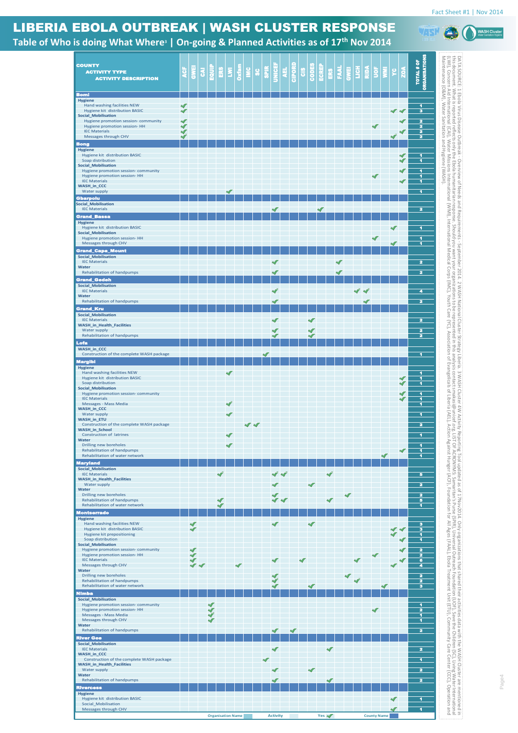Fact Sheet #1 | Nov 2014

# LIBERIA EBOLA OUTBREAK | WASH CLUSTER RESPONSE

## Table of Who is doing What Where[3] | On-going & Planned Activities as of 17th Nov 2014

| County / Activity type / Activity description | ACF | GWEI | CAI | EQUIP | ERS | LWI | Oxfam | IMC | SC | SPIR | UNICEF | AEL | CIPORD | CIS | CODES | ECREP | ERS | FAAL | GWEI | LICH | RIDA | UOF | WMI | YC | ZOA | Total # of organisations |
|---|---|---|---|---|---|---|---|---|---|---|---|---|---|---|---|---|---|---|---|---|---|---|---|---|---|---|
| **Bomi** | | | | | | | | | | | | | | | | | | | | | | | | | | |
| *Hygiene* | | | | | | | | | | | | | | | | | | | | | | | | | | |
| Hand washing facilities NEW | ✓ | | | | | | | | | | | | | | | | | | | | | | | | | 1 |
| Hygiene kit distribution BASIC | ✓ | | | | | | | | | | | | | | | | | | | | | | | ✓ | ✓ | 3 |
| *Social_Mobilisation* | | | | | | | | | | | | | | | | | | | | | | | | | | |
| Hygiene promotion session- community | ✓ | | | | | | | | | | | | | | | | | | | | | | | | ✓ | 2 |
| Hygiene promotion session- HH | ✓ | | | | | | | | | | | | | | | | | | | | | ✓ | | | | 2 |
| IEC Materials | ✓ | | | | | | | | | | | | | | | | | | | | | | | | ✓ | 2 |
| Messages through CHV | ✓ | | | | | | | | | | | | | | | | | | | | | | | ✓ | | 2 |
| **Bong** | | | | | | | | | | | | | | | | | | | | | | | | | | |
| *Hygiene* | | | | | | | | | | | | | | | | | | | | | | | | | | |
| Hygiene kit distribution BASIC | | | | | | | | | | | | | | | | | | | | | | | | | ✓ | 1 |
| Soap distribution | | | | | | | | | | | | | | | | | | | | | | | | | ✓ | 1 |
| *Social_Mobilisation* | | | | | | | | | | | | | | | | | | | | | | | | | | |
| Hygiene promotion session- community | | | | | | | | | | | | | | | | | | | | | | | | | ✓ | 1 |
| Hygiene promotion session- HH | | | | | | | | | | | | | | | | | | | | | | ✓ | | | | 1 |
| IEC Materials | | | | | | | | | | | | | | | | | | | | | | | | | ✓ | 1 |
| *WASH_in_CCC* | | | | | | | | | | | | | | | | | | | | | | | | | | |
| Water supply | | | | | | ✓ | | | | | | | | | | | | | | | | | | | | 1 |
| **Gbarpolu** | | | | | | | | | | | | | | | | | | | | | | | | | | |
| *Social_Mobilisation* | | | | | | | | | | | | | | | | | | | | | | | | | | |
| IEC Materials | | | | | | | | | | | ✓ | | | | | ✓ | | | | | | | | | | 2 |
| **Grand_Bassa** | | | | | | | | | | | | | | | | | | | | | | | | | | |
| *Hygiene* | | | | | | | | | | | | | | | | | | | | | | | | | | |
| Hygiene kit distribution BASIC | | | | | | | | | | | | | | | | | | | | | | | | ✓ | | 1 |
| *Social_Mobilisation* | | | | | | | | | | | | | | | | | | | | | | | | | | |
| Hygiene promotion session- HH | | | | | | | | | | | | | | | | | | | | | | ✓ | | | | 1 |
| Messages through CHV | | | | | | | | | | | | | | | | | | | | | | | | ✓ | | 1 |
| **Grand_Cape_Mount** | | | | | | | | | | | | | | | | | | | | | | | | | | |
| *Social_Mobilisation* | | | | | | | | | | | | | | | | | | | | | | | | | | |
| IEC Materials | | | | | | | | | | | ✓ | | | | | | | ✓ | | | | | | | | 2 |
| *Water* | | | | | | | | | | | | | | | | | | | | | | | | | | |
| Rehabilitation of handpumps | | | | | | | | | | | ✓ | | | | | | | ✓ | | | | | | | | 2 |
| **Grand_Gedeh** | | | | | | | | | | | | | | | | | | | | | | | | | | |
| *Social_Mobilisation* | | | | | | | | | | | | | | | | | | | | | | | | | | |
| IEC Materials | | | | | | | | | | | ✓ | | | | | | | | | ✓ | ✓ | | | | | 4 |
| *Water* | | | | | | | | | | | | | | | | | | | | | | | | | | |
| Rehabilitation of handpumps | | | | | | | | | | | ✓ | | | | | | | | | | ✓ | | | | | 2 |
| **Grand_Kru** | | | | | | | | | | | | | | | | | | | | | | | | | | |
| *Social_Mobilisation* | | | | | | | | | | | | | | | | | | | | | | | | | | |
| IEC Materials | | | | | | | | | | | ✓ | | | | ✓ | | | | | | | | | | | 2 |
| *WASH_in_Health_Facilities* | | | | | | | | | | | | | | | | | | | | | | | | | | |
| Water supply | | | | | | | | | | | ✓ | | | | ✓ | | | | | | | | | | | 2 |
| Rehabilitation of handpumps | | | | | | | | | | | ✓ | | | | ✓ | | | | | | | | | | | 2 |
| **Lofa** | | | | | | | | | | | | | | | | | | | | | | | | | | |
| *WASH_in_CCC* | | | | | | | | | | | | | | | | | | | | | | | | | | |
| Construction of the complete WASH package | | | | | | | | | | ✓ | | | | | | | | | | | | | | | | 1 |
| **Margibi** | | | | | | | | | | | | | | | | | | | | | | | | | | |
| *Hygiene* | | | | | | | | | | | | | | | | | | | | | | | | | | |
| Hand washing facilities NEW | | | | | | ✓ | | | | | | | | | | | | | | | | | | | | 1 |
| Hygiene kit distribution BASIC | | | | | | | | | | | | | | | | | | | | | | | | | ✓ | 1 |
| Soap distribution | | | | | | | | | | | | | | | | | | | | | | | | | ✓ | 1 |
| *Social_Mobilisation* | | | | | | | | | | | | | | | | | | | | | | | | | | |
| Hygiene promotion session- community | | | | | | | | | | | | | | | | | | | | | | | | | ✓ | 1 |
| IEC Materials | | | | | | | | | | | | | | | | | | | | | | | | | ✓ | 1 |
| Messages - Mass Media | | | | | | ✓ | | | | | | | | | | | | | | | | | | | | 1 |
| *WASH_in_CCC* | | | | | | | | | | | | | | | | | | | | | | | | | | |
| Water supply | | | | | | ✓ | | | | | | | | | | | | | | | | | | | | 1 |
| *WASH_in_ETU* | | | | | | | | | | | | | | | | | | | | | | | | | | |
| Construction of the complete WASH package | | | | | | | | ✓ | ✓ | | | | | | | | | | | | | | | | | 2 |
| *WASH_in_School* | | | | | | | | | | | | | | | | | | | | | | | | | | |
| Construction of latrines | | | | | | ✓ | | | | | | | | | | | | | | | | | | | | 1 |
| *Water* | | | | | | | | | | | | | | | | | | | | | | | | | | |
| Drilling new boreholes | | | | | | ✓ | | | | | | | | | | | | | | | | | | | | 1 |
| Rehabilitation of handpumps | | | | | | | | | | | | | | | | | | | | | | | | | ✓ | 1 |
| Rehabilitation of water network | | | | | | | | | | | | | | | | | | | | | | | ✓ | | | 1 |
| **Maryland** | | | | | | | | | | | | | | | | | | | | | | | | | | |
| *Social_Mobilisation* | | | | | | | | | | | | | | | | | | | | | | | | | | |
| IEC Materials | | | | | ✓ | | | | | | ✓ | ✓ | | | | | ✓ | | | | | | | | | 5 |
| *WASH_in_Health_Facilities* | | | | | | | | | | | | | | | | | | | | | | | | | | |
| Water supply | | | | | | | | | | | ✓ | | | | ✓ | | | | | | | | | | | 2 |
| *Water* | | | | | | | | | | | | | | | | | | | | | | | | | | |
| Drilling new boreholes | | | | | | | | | | | ✓ | | | | | | | | ✓ | | | | | | | 2 |
| Rehabilitation of handpumps | | | | | ✓ | | | | | | ✓ | ✓ | | | | | ✓ | | | | | | | | | 5 |
| Rehabilitation of water network | | | | | ✓ | | | | | | | | | | | | | | | | | | | | | 1 |
| **Montserrado** | | | | | | | | | | | | | | | | | | | | | | | | | | |
| *Hygiene* | | | | | | | | | | | | | | | | | | | | | | | | | | |
| Hand washing facilities NEW | | ✓ | | | | | | | | | ✓ | | | | ✓ | | | | | | | | | | | 3 |
| Hygiene kit distribution BASIC | | ✓ | | | | | | | | | | | | | | | | | | | | | | ✓ | ✓ | 3 |
| Hygiene kit prepositioning | | | | | | | | | | | | | | | | | | | | | | | | ✓ | | 1 |
| Soap distribution | | | | | | | | | | | | | | | | | | | | | | | | | ✓ | 1 |
| *Social_Mobilisation* | | | | | | | | | | | | | | | | | | | | | | | | | | |
| Hygiene promotion session- community | | ✓ | | | | | | | | | | | | | | | | | | | | | | | ✓ | 2 |
| Hygiene promotion session- HH | | ✓ | | | | | | | | | | | | | | | | | | | | ✓ | | | | 2 |
| IEC Materials | | ✓ | | | | | | | | | ✓ | | | ✓ | | | | | | ✓ | | | | | ✓ | 6 |
| Messages through CHV | | ✓ | ✓ | | | | ✓ | | | | | | | | | | | | | | | | | ✓ | | 4 |
| *Water* | | | | | | | | | | | | | | | | | | | | | | | | | | |
| Drilling new boreholes | | | | | | | | | | | ✓ | | | | | | | | ✓ | | | | | | | 2 |
| Rehabilitation of handpumps | | | | | | | | | | | ✓ | | | | | | | | | ✓ | | | | | | 2 |
| Rehabilitation of water network | | | | | | | | | | | ✓ | | | | ✓ | | | | | | | | ✓ | | | 3 |
| **Nimba** | | | | | | | | | | | | | | | | | | | | | | | | | | |
| *Social_Mobilisation* | | | | | | | | | | | | | | | | | | | | | | | | | | |
| Hygiene promotion session- community | | | | ✓ | | | | | | | | | | | | | | | | | | | | | | 1 |
| Hygiene promotion session- HH | | | | ✓ | | | | | | | | | | | | | | | | | | ✓ | | | | 2 |
| Messages - Mass Media | | | | ✓ | | | | | | | | | | | | | | | | | | | | | | 1 |
| Messages through CHV | | | | ✓ | | | | | | | | | | | | | | | | | | | | | | 1 |
| *Water* | | | | | | | | | | | | | | | | | | | | | | | | | | |
| Rehabilitation of handpumps | | | | | | | | | | | ✓ | | ✓ | | | | | | | | | | | | | 2 |
| **River Gee** | | | | | | | | | | | | | | | | | | | | | | | | | | |
| *Social_Mobilisation* | | | | | | | | | | | | | | | | | | | | | | | | | | |
| IEC Materials | | | | | | | | | | | ✓ | | | | | | ✓ | | | | | | | | | 2 |
| *WASH_in_CCC* | | | | | | | | | | | | | | | | | | | | | | | | | | |
| Construction of the complete WASH package | | | | | | | | | | ✓ | | | | | | | | | | | | | | | | 1 |
| *WASH_in_Health_Facilities* | | | | | | | | | | | | | | | | | | | | | | | | | | |
| Water supply | | | | | | | | | | | ✓ | | | | ✓ | | | | | | | | | | | 2 |
| *Water* | | | | | | | | | | | | | | | | | | | | | | | | | | |
| Rehabilitation of handpumps | | | | | | | | | | | ✓ | | | | | | ✓ | | | | | | | | | 2 |
| **Rivercess** | | | | | | | | | | | | | | | | | | | | | | | | | | |
| *Hygiene* | | | | | | | | | | | | | | | | | | | | | | | | | | |
| Hygiene kit distribution BASIC | | | | | | | | | | | | | | | | | | | | | | | | ✓ | | 1 |
| *Social_Mobilisation* | | | | | | | | | | | | | | | | | | | | | | | | | | |
| Messages through CHV | | | | | | | | | | | | | | | | | | | | | | | | ✓ | | 1 |

Legend: Organisation Name | Activity | Yes ✓ | County Name

DATA SOURCE: 1 Ebola Virus Disease Outbreak - Overview of Needs and Requirements - September 2014. 2 WASH National Cluster Strategy Liberia. 3 WASH Cluster 4W Activity Reporting Tool updated as of 17Nov2014. Only organizations that shared their activities data with the WASH Cluster are mentioned in this document. What is reported reflects only the Ebola humanitarian response. Should you want your organizations to be represented in this analysis contacts makasi@unicef.org. LIST OF ACRONYMS: Samaritan's Purse (SPIR), Universal Outreach Foundation (UOF), Save the Children (SC), Living Water International (LWI), Concern Aid International (CAI), Water Missions International (WMI), International Medical Corps (IMC), Youth Care (YC), Association of Evangelicals of Liberia (AEL), Action Against Hunger (ACF), Foundation for All Ages (FAAL), Ebola Treatment Unit (ETU), Community Care Center (CCC), Operation and Maintenance (O&M), Water Sanitation and Hygiene (WASH).